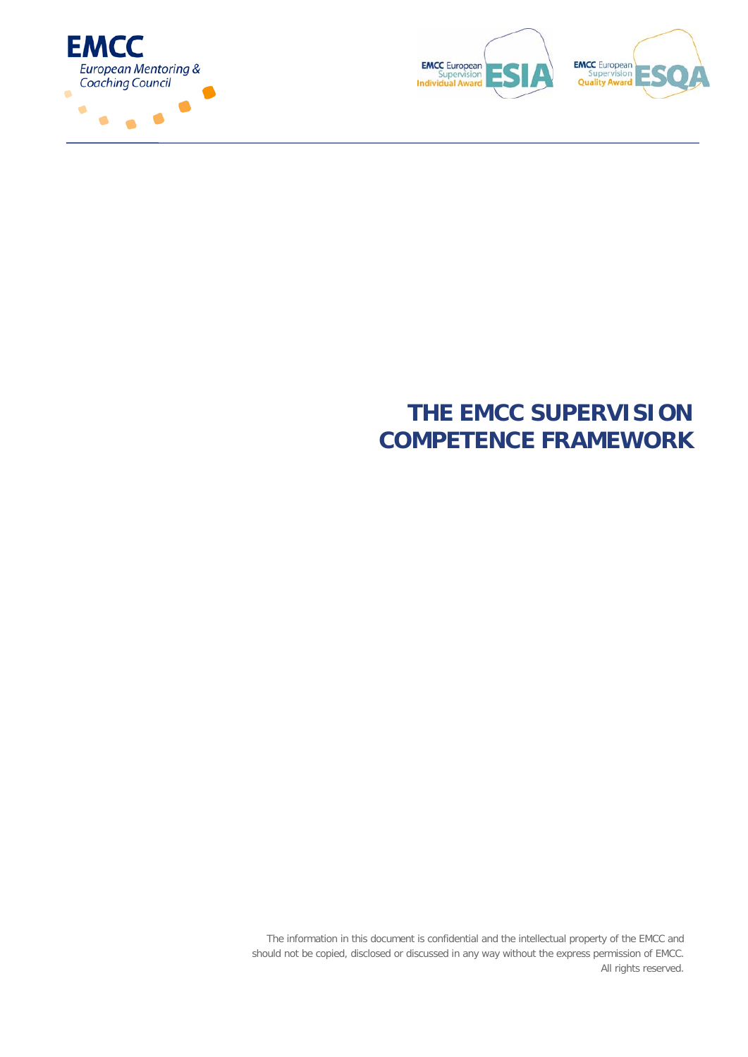EMCC

European Mentoring & Coaching Council

EMCC European Supervision Individual Award ESIA

EMCC European Supervision Quality Award ESQA

# THE EMCC SUPERVISION COMPETENCE FRAMEWORK

The information in this document is confidential and the intellectual property of the EMCC and should not be copied, disclosed or discussed in any way without the express permission of EMCC. All rights reserved.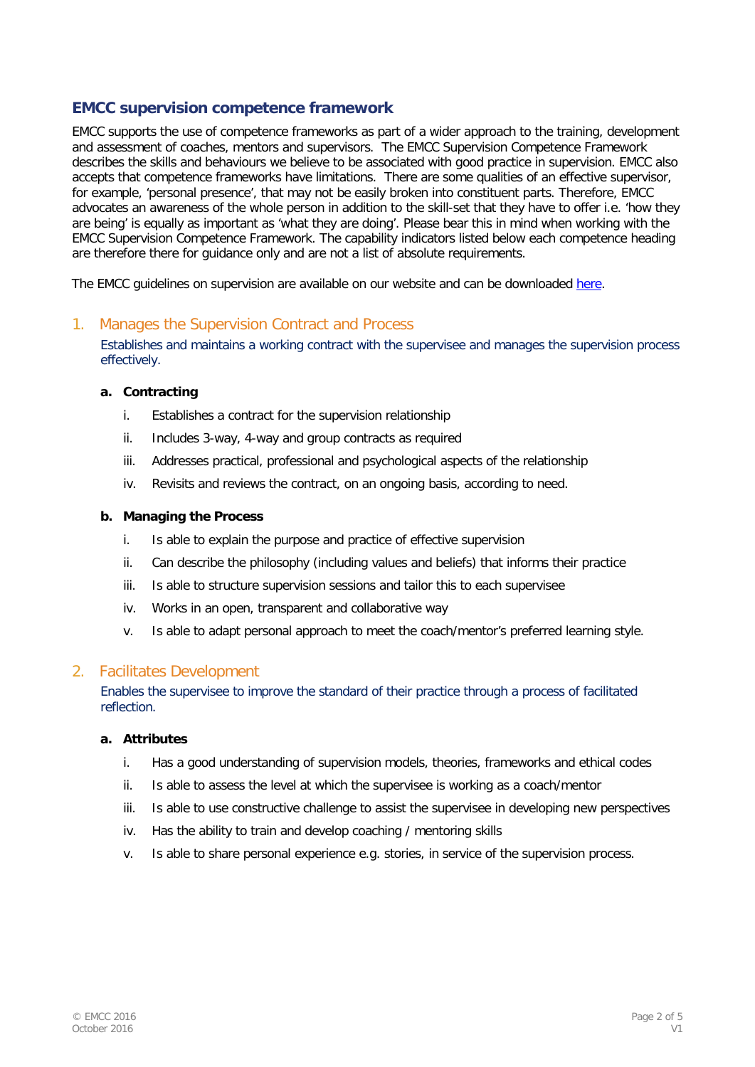## EMCC supervision competence framework

EMCC supports the use of competence frameworks as part of a wider approach to the training, development and assessment of coaches, mentors and supervisors. The EMCC Supervision Competence Framework describes the skills and behaviours we believe to be associated with good practice in supervision. EMCC also accepts that competence frameworks have limitations. There are some qualities of an effective supervisor, for example, 'personal presence', that may not be easily broken into constituent parts. Therefore, EMCC advocates an awareness of the whole person in addition to the skill-set that they have to offer i.e. 'how they are being' is equally as important as 'what they are doing'. Please bear this in mind when working with the EMCC Supervision Competence Framework. The capability indicators listed below each competence heading are therefore there for guidance only and are not a list of absolute requirements.

The EMCC guidelines on supervision are available on our website and can be downloaded here.

### 1. Manages the Supervision Contract and Process

Establishes and maintains a working contract with the supervisee and manages the supervision process effectively.

**a. Contracting**

i. Establishes a contract for the supervision relationship

ii. Includes 3-way, 4-way and group contracts as required

iii. Addresses practical, professional and psychological aspects of the relationship

iv. Revisits and reviews the contract, on an ongoing basis, according to need.

**b. Managing the Process**

i. Is able to explain the purpose and practice of effective supervision

ii. Can describe the philosophy (including values and beliefs) that informs their practice

iii. Is able to structure supervision sessions and tailor this to each supervisee

iv. Works in an open, transparent and collaborative way

v. Is able to adapt personal approach to meet the coach/mentor's preferred learning style.

### 2. Facilitates Development

Enables the supervisee to improve the standard of their practice through a process of facilitated reflection.

**a. Attributes**

i. Has a good understanding of supervision models, theories, frameworks and ethical codes

ii. Is able to assess the level at which the supervisee is working as a coach/mentor

iii. Is able to use constructive challenge to assist the supervisee in developing new perspectives

iv. Has the ability to train and develop coaching / mentoring skills

v. Is able to share personal experience e.g. stories, in service of the supervision process.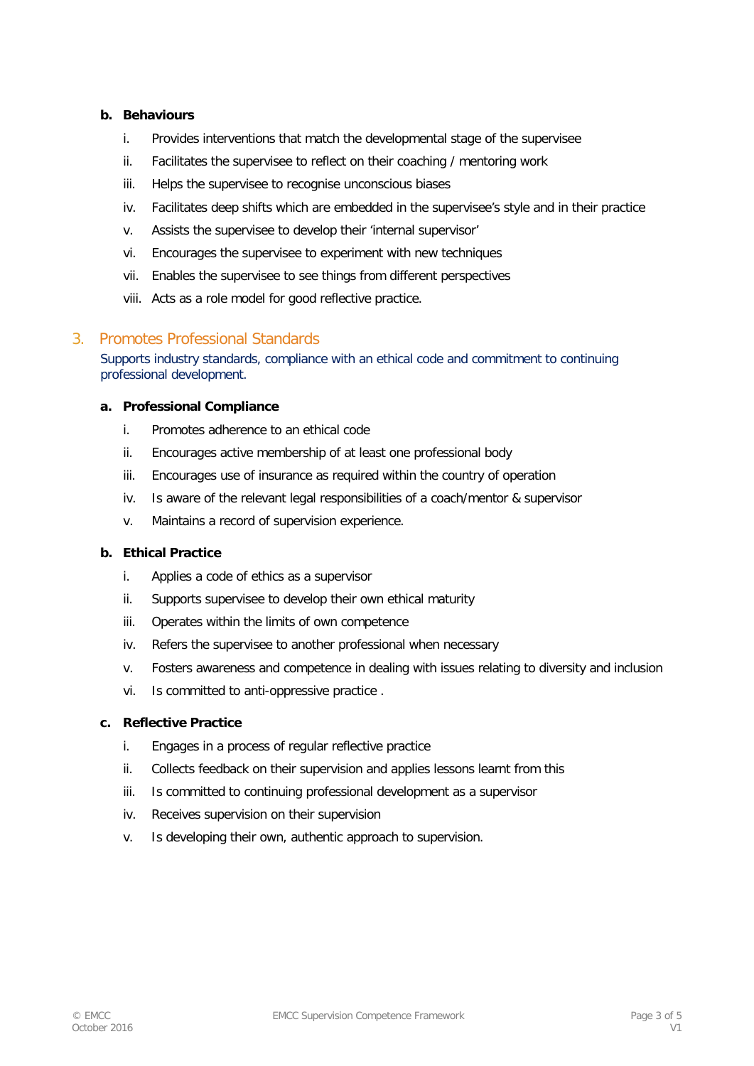**b. Behaviours**

i. Provides interventions that match the developmental stage of the supervisee

ii. Facilitates the supervisee to reflect on their coaching / mentoring work

iii. Helps the supervisee to recognise unconscious biases

iv. Facilitates deep shifts which are embedded in the supervisee's style and in their practice

v. Assists the supervisee to develop their 'internal supervisor'

vi. Encourages the supervisee to experiment with new techniques

vii. Enables the supervisee to see things from different perspectives

viii. Acts as a role model for good reflective practice.

## 3. Promotes Professional Standards

Supports industry standards, compliance with an ethical code and commitment to continuing professional development.

**a. Professional Compliance**

i. Promotes adherence to an ethical code

ii. Encourages active membership of at least one professional body

iii. Encourages use of insurance as required within the country of operation

iv. Is aware of the relevant legal responsibilities of a coach/mentor & supervisor

v. Maintains a record of supervision experience.

**b. Ethical Practice**

i. Applies a code of ethics as a supervisor

ii. Supports supervisee to develop their own ethical maturity

iii. Operates within the limits of own competence

iv. Refers the supervisee to another professional when necessary

v. Fosters awareness and competence in dealing with issues relating to diversity and inclusion

vi. Is committed to anti-oppressive practice .

**c. Reflective Practice**

i. Engages in a process of regular reflective practice

ii. Collects feedback on their supervision and applies lessons learnt from this

iii. Is committed to continuing professional development as a supervisor

iv. Receives supervision on their supervision

v. Is developing their own, authentic approach to supervision.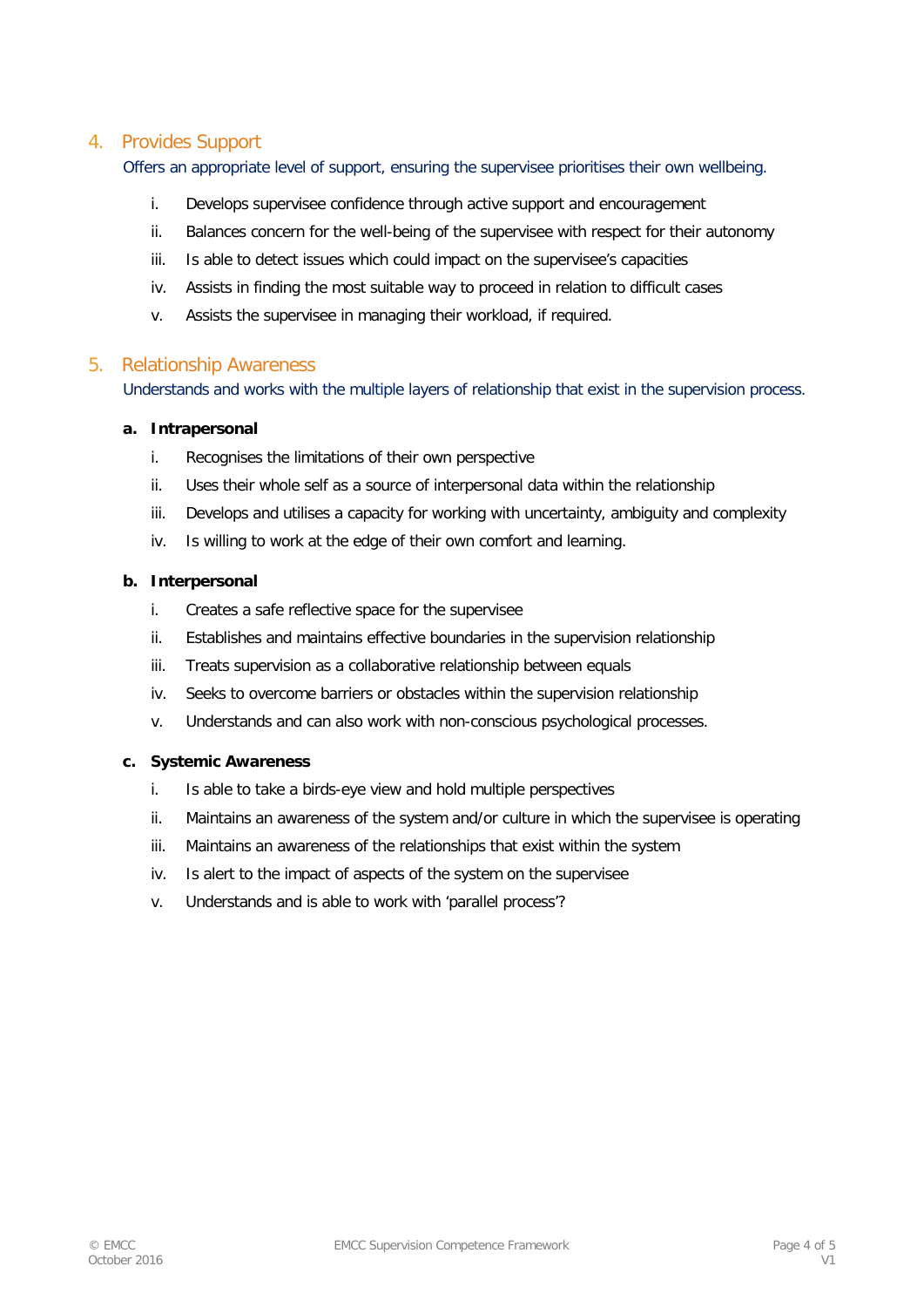## 4. Provides Support

Offers an appropriate level of support, ensuring the supervisee prioritises their own wellbeing.

i. Develops supervisee confidence through active support and encouragement
ii. Balances concern for the well-being of the supervisee with respect for their autonomy
iii. Is able to detect issues which could impact on the supervisee's capacities
iv. Assists in finding the most suitable way to proceed in relation to difficult cases
v. Assists the supervisee in managing their workload, if required.

## 5. Relationship Awareness

Understands and works with the multiple layers of relationship that exist in the supervision process.

**a. Intrapersonal**

i. Recognises the limitations of their own perspective
ii. Uses their whole self as a source of interpersonal data within the relationship
iii. Develops and utilises a capacity for working with uncertainty, ambiguity and complexity
iv. Is willing to work at the edge of their own comfort and learning.

**b. Interpersonal**

i. Creates a safe reflective space for the supervisee
ii. Establishes and maintains effective boundaries in the supervision relationship
iii. Treats supervision as a collaborative relationship between equals
iv. Seeks to overcome barriers or obstacles within the supervision relationship
v. Understands and can also work with non-conscious psychological processes.

**c. Systemic Awareness**

i. Is able to take a birds-eye view and hold multiple perspectives
ii. Maintains an awareness of the system and/or culture in which the supervisee is operating
iii. Maintains an awareness of the relationships that exist within the system
iv. Is alert to the impact of aspects of the system on the supervisee
v. Understands and is able to work with 'parallel process'?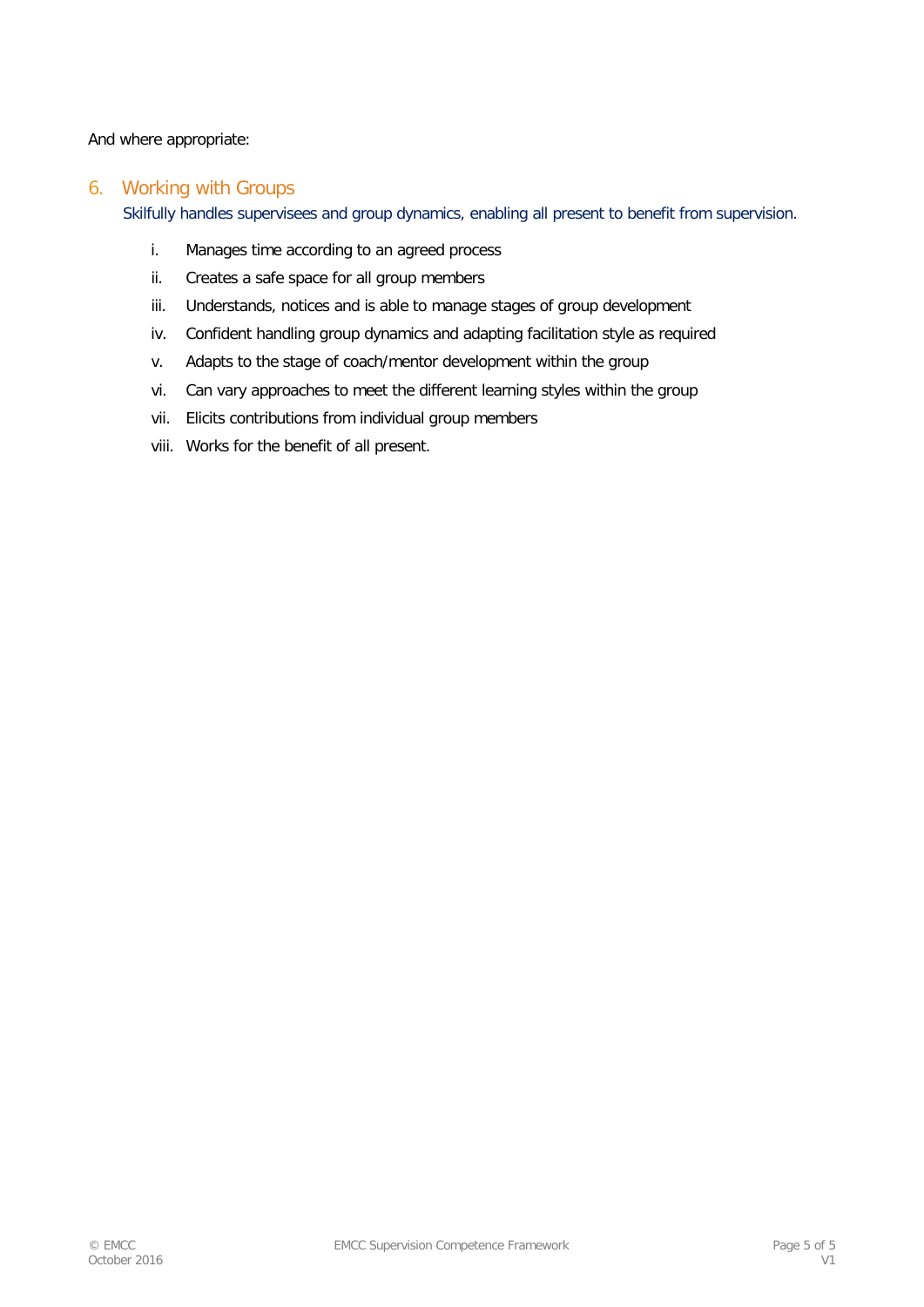And where appropriate:

## 6. Working with Groups

Skilfully handles supervisees and group dynamics, enabling all present to benefit from supervision.

i. Manages time according to an agreed process
ii. Creates a safe space for all group members
iii. Understands, notices and is able to manage stages of group development
iv. Confident handling group dynamics and adapting facilitation style as required
v. Adapts to the stage of coach/mentor development within the group
vi. Can vary approaches to meet the different learning styles within the group
vii. Elicits contributions from individual group members
viii. Works for the benefit of all present.